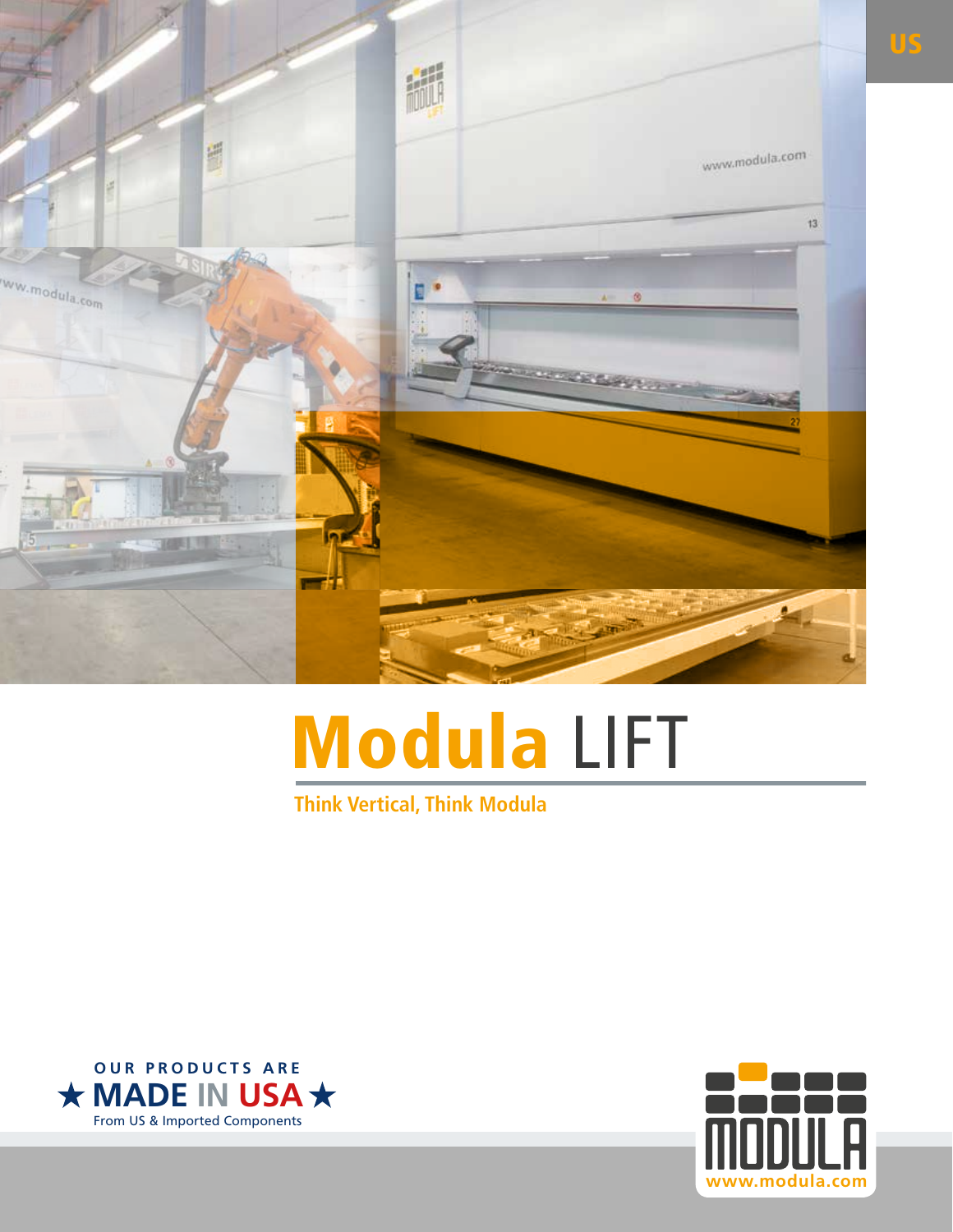US

# Modula LIFT

**Think Vertical, Think Modula**

OUR PRODUCTS ARE
★ MADE IN USA ★
From US & Imported Components

MODULA
www.modula.com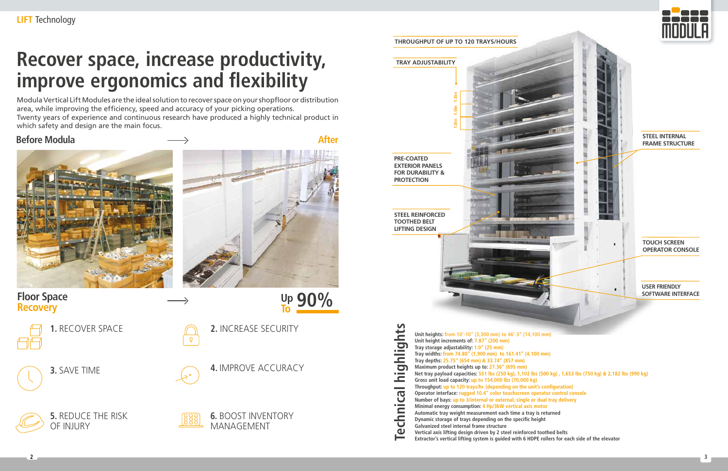LIFT Technology

# Recover space, increase productivity, improve ergonomics and flexibility

Modula Vertical Lift Modules are the ideal solution to recover space on your shopfloor or distribution area, while improving the efficiency, speed and accuracy of your picking operations.
Twenty years of experience and continuous research have produced a highly technical product in which safety and design are the main focus.

**Before Modula** → **After**

**Floor Space Recovery** → **Up To 90%**

1. RECOVER SPACE
2. INCREASE SECURITY
3. SAVE TIME
4. IMPROVE ACCURACY
5. REDUCE THE RISK OF INJURY
6. BOOST INVENTORY MANAGEMENT

THROUGHPUT OF UP TO 120 TRAYS/HOURS

TRAY ADJUSTABILITY

1.0in 1.0in 1.0in

PRE-COATED EXTERIOR PANELS FOR DURABILITY & PROTECTION

STEEL REINFORCED TOOTHED BELT LIFTING DESIGN

STEEL INTERNAL FRAME STRUCTURE

TOUCH SCREEN OPERATOR CONSOLE

USER FRIENDLY SOFTWARE INTERFACE

## Technical highlights

- **Unit heights:** from 10'-10" (3,300 mm) to 46'-3" (14,100 mm)
- **Unit height increments of:** 7.87" (200 mm)
- **Tray storage adjustability:** 1.0" (25 mm)
- **Tray widths:** from 74.80" (1,900 mm) to 161.41" (4,100 mm)
- **Tray depths:** 25.75" (654 mm) & 33.74" (857 mm)
- **Maximum product heights up to:** 27.36" (695 mm)
- **Net tray payload capacities:** 551 lbs (250 kg), 1,102 lbs (500 kg) , 1,653 lbs (750 kg) & 2,182 lbs (990 kg)
- **Gross unit load capacity:** up to 154,000 lbs (70,000 kg)
- **Throughput:** up to 120 trays/hr. (depending on the unit's configuration)
- **Operator interface:** rugged 10.4" color touchscreen operator control console
- **Number of bays:** up to 3/internal or external, single or dual tray delivery
- **Minimal energy consumption:** 4 Hp/3kW vertical axis motor
- **Automatic tray weight measurement each time a tray is returned**
- **Dynamic storage of trays depending on the specific height**
- **Galvanized steel internal frame structure**
- **Vertical axis lifting design driven by 2 steel reinforced toothed belts**
- **Extractor's vertical lifting system is guided with 6 HDPE rollers for each side of the elevator**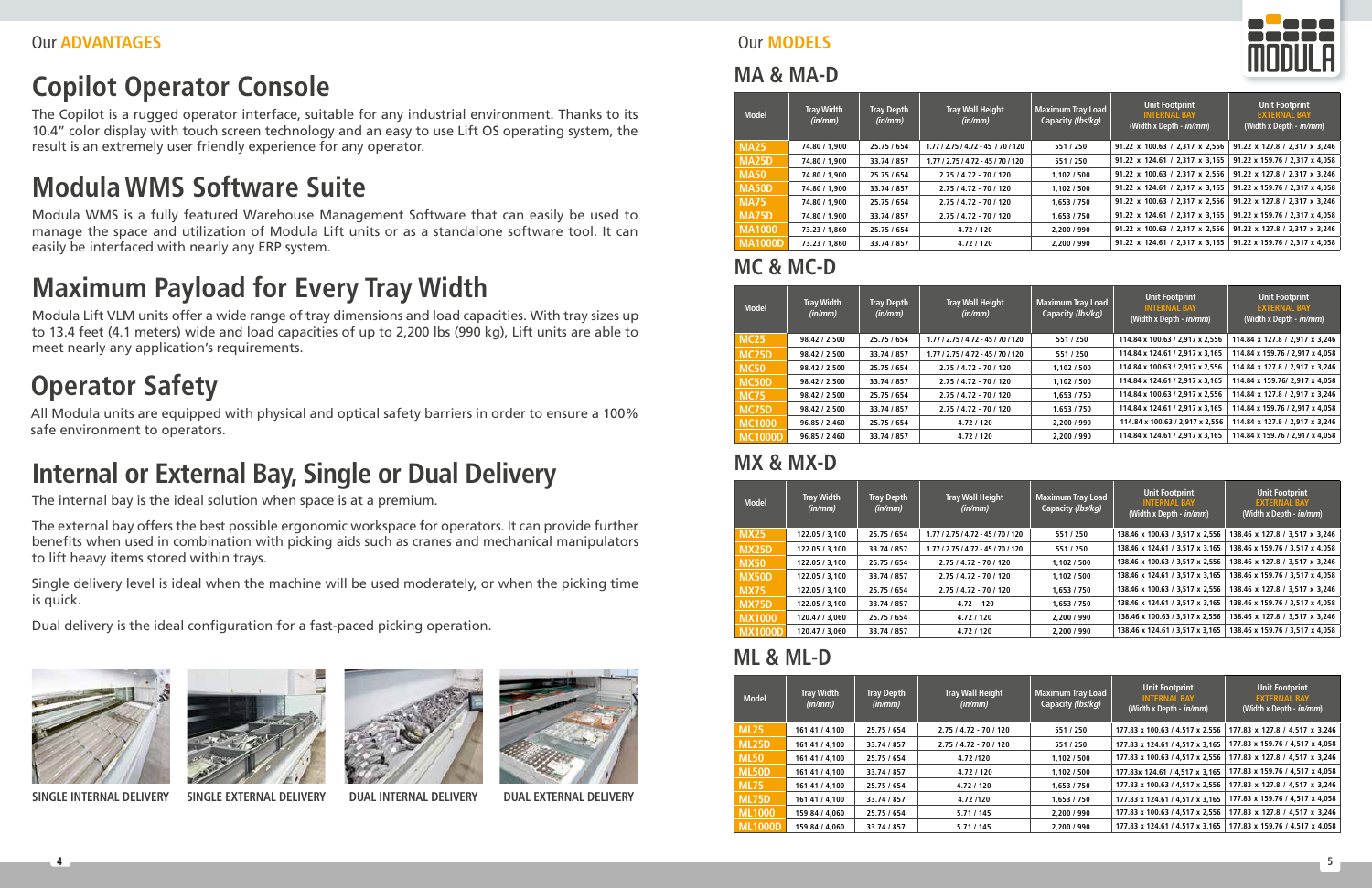Our **ADVANTAGES**

# Copilot Operator Console

The Copilot is a rugged operator interface, suitable for any industrial environment. Thanks to its 10.4" color display with touch screen technology and an easy to use Lift OS operating system, the result is an extremely user friendly experience for any operator.

# Modula WMS Software Suite

Modula WMS is a fully featured Warehouse Management Software that can easily be used to manage the space and utilization of Modula Lift units or as a standalone software tool. It can easily be interfaced with nearly any ERP system.

# Maximum Payload for Every Tray Width

Modula Lift VLM units offer a wide range of tray dimensions and load capacities. With tray sizes up to 13.4 feet (4.1 meters) wide and load capacities of up to 2,200 lbs (990 kg), Lift units are able to meet nearly any application's requirements.

# Operator Safety

All Modula units are equipped with physical and optical safety barriers in order to ensure a 100% safe environment to operators.

# Internal or External Bay, Single or Dual Delivery

The internal bay is the ideal solution when space is at a premium.

The external bay offers the best possible ergonomic workspace for operators. It can provide further benefits when used in combination with picking aids such as cranes and mechanical manipulators to lift heavy items stored within trays.

Single delivery level is ideal when the machine will be used moderately, or when the picking time is quick.

Dual delivery is the ideal configuration for a fast-paced picking operation.

SINGLE INTERNAL DELIVERY

SINGLE EXTERNAL DELIVERY

DUAL INTERNAL DELIVERY

DUAL EXTERNAL DELIVERY

Our **MODELS**

## MA & MA-D

| Model | Tray Width *(in/mm)* | Tray Depth *(in/mm)* | Tray Wall Height *(in/mm)* | Maximum Tray Load Capacity *(lbs/kg)* | Unit Footprint INTERNAL BAY (Width x Depth - *in/mm*) | Unit Footprint EXTERNAL BAY (Width x Depth - *in/mm*) |
|---|---|---|---|---|---|---|
| MA25 | 74.80 / 1,900 | 25.75 / 654 | 1.77 / 2.75 / 4.72 - 45 / 70 / 120 | 551 / 250 | 91.22 x 100.63 / 2,317 x 2,556 | 91.22 x 127.8 / 2,317 x 3,246 |
| MA25D | 74.80 / 1,900 | 33.74 / 857 | 1.77 / 2.75 / 4.72 - 45 / 70 / 120 | 551 / 250 | 91.22 x 124.61 / 2,317 x 3,165 | 91.22 x 159.76 / 2,317 x 4,058 |
| MA50 | 74.80 / 1,900 | 25.75 / 654 | 2.75 / 4.72 - 70 / 120 | 1,102 / 500 | 91.22 x 100.63 / 2,317 x 2,556 | 91.22 x 127.8 / 2,317 x 3,246 |
| MA50D | 74.80 / 1,900 | 33.74 / 857 | 2.75 / 4.72 - 70 / 120 | 1,102 / 500 | 91.22 x 124.61 / 2,317 x 3,165 | 91.22 x 159.76 / 2,317 x 4,058 |
| MA75 | 74.80 / 1,900 | 25.75 / 654 | 2.75 / 4.72 - 70 / 120 | 1,653 / 750 | 91.22 x 100.63 / 2,317 x 2,556 | 91.22 x 127.8 / 2,317 x 3,246 |
| MA75D | 74.80 / 1,900 | 33.74 / 857 | 2.75 / 4.72 - 70 / 120 | 1,653 / 750 | 91.22 x 124.61 / 2,317 x 3,165 | 91.22 x 159.76 / 2,317 x 4,058 |
| MA1000 | 73.23 / 1,860 | 25.75 / 654 | 4.72 / 120 | 2,200 / 990 | 91.22 x 100.63 / 2,317 x 2,556 | 91.22 x 127.8 / 2,317 x 3,246 |
| MA1000D | 73.23 / 1,860 | 33.74 / 857 | 4.72 / 120 | 2,200 / 990 | 91.22 x 124.61 / 2,317 x 3,165 | 91.22 x 159.76 / 2,317 x 4,058 |

## MC & MC-D

| Model | Tray Width *(in/mm)* | Tray Depth *(in/mm)* | Tray Wall Height *(in/mm)* | Maximum Tray Load Capacity *(lbs/kg)* | Unit Footprint INTERNAL BAY (Width x Depth - *in/mm*) | Unit Footprint EXTERNAL BAY (Width x Depth - *in/mm*) |
|---|---|---|---|---|---|---|
| MC25 | 98.42 / 2,500 | 25.75 / 654 | 1.77 / 2.75 / 4.72 - 45 / 70 / 120 | 551 / 250 | 114.84 x 100.63 / 2,917 x 2,556 | 114.84 x 127.8 / 2,917 x 3,246 |
| MC25D | 98.42 / 2,500 | 33.74 / 857 | 1.77 / 2.75 / 4.72 - 45 / 70 / 120 | 551 / 250 | 114.84 x 124.61 / 2,917 x 3,165 | 114.84 x 159.76 / 2,917 x 4,058 |
| MC50 | 98.42 / 2,500 | 25.75 / 654 | 2.75 / 4.72 - 70 / 120 | 1,102 / 500 | 114.84 x 100.63 / 2,917 x 2,556 | 114.84 x 127.8 / 2,917 x 3,246 |
| MC50D | 98.42 / 2,500 | 33.74 / 857 | 2.75 / 4.72 - 70 / 120 | 1,102 / 500 | 114.84 x 124.61 / 2,917 x 3,165 | 114.84 x 159.76/ 2,917 x 4,058 |
| MC75 | 98.42 / 2,500 | 25.75 / 654 | 2.75 / 4.72 - 70 / 120 | 1,653 / 750 | 114.84 x 100.63 / 2,917 x 2,556 | 114.84 x 127.8 / 2,917 x 3,246 |
| MC75D | 98.42 / 2,500 | 33.74 / 857 | 2.75 / 4.72 - 70 / 120 | 1,653 / 750 | 114.84 x 124.61 / 2,917 x 3,165 | 114.84 x 159.76 / 2,917 x 4,058 |
| MC1000 | 96.85 / 2,460 | 25.75 / 654 | 4.72 / 120 | 2,200 / 990 | 114.84 x 100.63 / 2,917 x 2,556 | 114.84 x 127.8 / 2,917 x 3,246 |
| MC1000D | 96.85 / 2,460 | 33.74 / 857 | 4.72 / 120 | 2,200 / 990 | 114.84 x 124.61 / 2,917 x 3,165 | 114.84 x 159.76 / 2,917 x 4,058 |

## MX & MX-D

| Model | Tray Width *(in/mm)* | Tray Depth *(in/mm)* | Tray Wall Height *(in/mm)* | Maximum Tray Load Capacity *(lbs/kg)* | Unit Footprint INTERNAL BAY (Width x Depth - *in/mm*) | Unit Footprint EXTERNAL BAY (Width x Depth - *in/mm*) |
|---|---|---|---|---|---|---|
| MX25 | 122.05 / 3,100 | 25.75 / 654 | 1.77 / 2.75 / 4.72 - 45 / 70 / 120 | 551 / 250 | 138.46 x 100.63 / 3,517 x 2,556 | 138.46 x 127.8 / 3,517 x 3,246 |
| MX25D | 122.05 / 3,100 | 33.74 / 857 | 1.77 / 2.75 / 4.72 - 45 / 70 / 120 | 551 / 250 | 138.46 x 124.61 / 3,517 x 3,165 | 138.46 x 159.76 / 3,517 x 4,058 |
| MX50 | 122.05 / 3,100 | 25.75 / 654 | 2.75 / 4.72 - 70 / 120 | 1,102 / 500 | 138.46 x 100.63 / 3,517 x 2,556 | 138.46 x 127.8 / 3,517 x 3,246 |
| MX50D | 122.05 / 3,100 | 33.74 / 857 | 2.75 / 4.72 - 70 / 120 | 1,102 / 500 | 138.46 x 124.61 / 3,517 x 3,165 | 138.46 x 159.76 / 3,517 x 4,058 |
| MX75 | 122.05 / 3,100 | 25.75 / 654 | 2.75 / 4.72 - 70 / 120 | 1,653 / 750 | 138.46 x 100.63 / 3,517 x 2,556 | 138.46 x 127.8 / 3,517 x 3,246 |
| MX75D | 122.05 / 3,100 | 33.74 / 857 | 4.72 - 120 | 1,653 / 750 | 138.46 x 124.61 / 3,517 x 3,165 | 138.46 x 159.76 / 3,517 x 4,058 |
| MX1000 | 120.47 / 3,060 | 25.75 / 654 | 4.72 / 120 | 2,200 / 990 | 138.46 x 100.63 / 3,517 x 2,556 | 138.46 x 127.8 / 3,517 x 3,246 |
| MX1000D | 120.47 / 3,060 | 33.74 / 857 | 4.72 / 120 | 2,200 / 990 | 138.46 x 124.61 / 3,517 x 3,165 | 138.46 x 159.76 / 3,517 x 4,058 |

## ML & ML-D

| Model | Tray Width *(in/mm)* | Tray Depth *(in/mm)* | Tray Wall Height *(in/mm)* | Maximum Tray Load Capacity *(lbs/kg)* | Unit Footprint INTERNAL BAY (Width x Depth - *in/mm*) | Unit Footprint EXTERNAL BAY (Width x Depth - *in/mm*) |
|---|---|---|---|---|---|---|
| ML25 | 161.41 / 4,100 | 25.75 / 654 | 2.75 / 4.72 - 70 / 120 | 551 / 250 | 177.83 x 100.63 / 4,517 x 2,556 | 177.83 x 127.8 / 4,517 x 3,246 |
| ML25D | 161.41 / 4,100 | 33.74 / 857 | 2.75 / 4.72 - 70 / 120 | 551 / 250 | 177.83 x 124.61 / 4,517 x 3,165 | 177.83 x 159.76 / 4,517 x 4,058 |
| ML50 | 161.41 / 4,100 | 25.75 / 654 | 4.72 /120 | 1,102 / 500 | 177.83 x 100.63 / 4,517 x 2,556 | 177.83 x 127.8 / 4,517 x 3,246 |
| ML50D | 161.41 / 4,100 | 33.74 / 857 | 4.72 / 120 | 1,102 / 500 | 177.83x 124.61 / 4,517 x 3,165 | 177.83 x 159.76 / 4,517 x 4,058 |
| ML75 | 161.41 / 4,100 | 25.75 / 654 | 4.72 / 120 | 1,653 / 750 | 177.83 x 100.63 / 4,517 x 2,556 | 177.83 x 127.8 / 4,517 x 3,246 |
| ML75D | 161.41 / 4,100 | 33.74 / 857 | 4.72 /120 | 1,653 / 750 | 177.83 x 124.61 / 4,517 x 3,165 | 177.83 x 159.76 / 4,517 x 4,058 |
| ML1000 | 159.84 / 4,060 | 25.75 / 654 | 5.71 / 145 | 2,200 / 990 | 177.83 x 100.63 / 4,517 x 2,556 | 177.83 x 127.8 / 4,517 x 3,246 |
| ML1000D | 159.84 / 4,060 | 33.74 / 857 | 5.71 / 145 | 2,200 / 990 | 177.83 x 124.61 / 4,517 x 3,165 | 177.83 x 159.76 / 4,517 x 4,058 |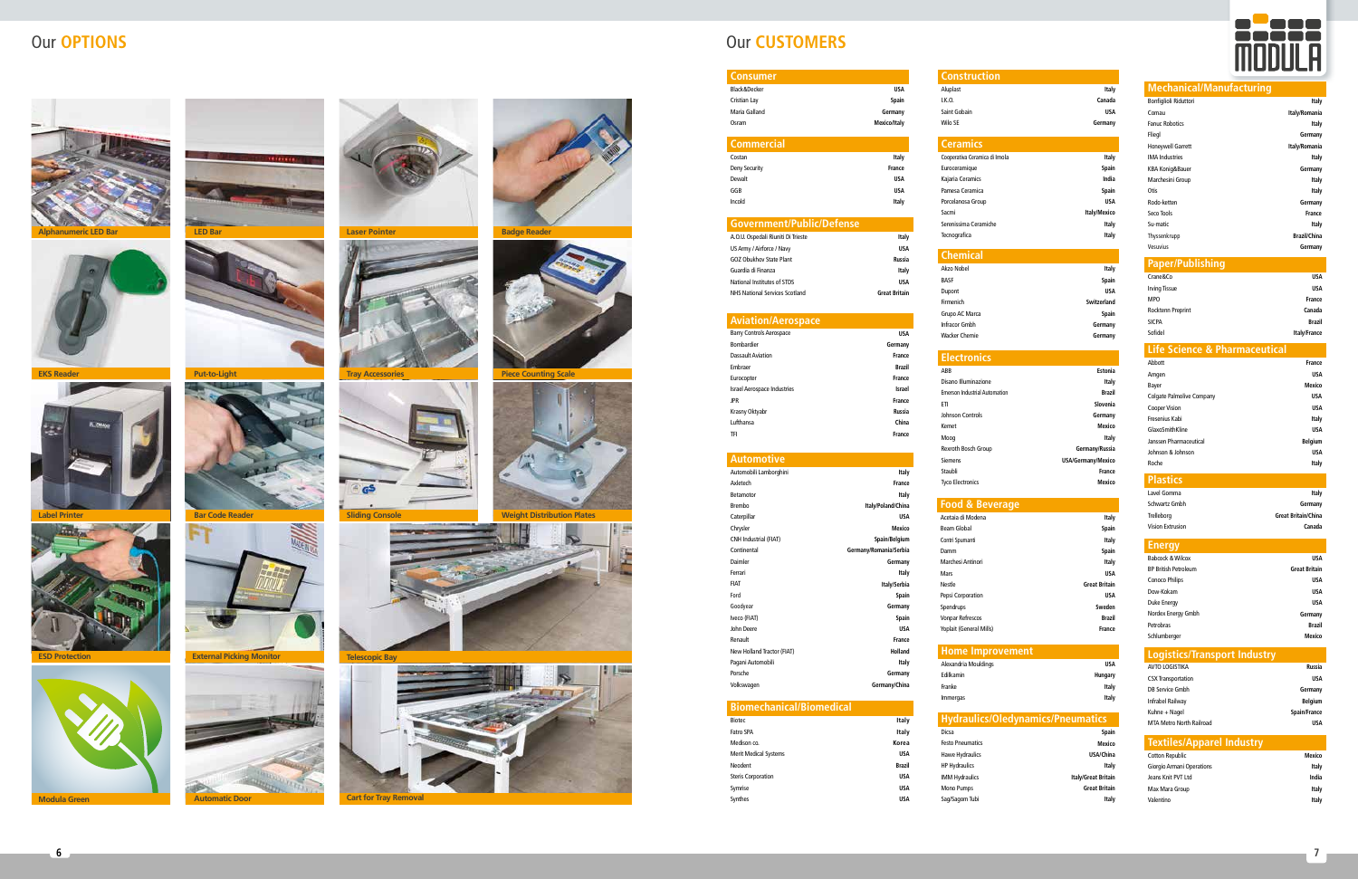# Our OPTIONS

Alphanumeric LED Bar

LED Bar

Laser Pointer

Badge Reader

EKS Reader

Put-to-Light

Tray Accessories

Piece Counting Scale

Label Printer

Bar Code Reader

Sliding Console

Weight Distribution Plates

ESD Protection

External Picking Monitor

Telescopic Bay

Modula Green

Automatic Door

Cart for Tray Removal

# Our CUSTOMERS

## Consumer

| | |
|---|---|
| Black&Decker | USA |
| Cristian Lay | Spain |
| Maria Galland | Germany |
| Osram | Mexico/Italy |

## Commercial

| | |
|---|---|
| Costan | Italy |
| Deny Security | France |
| Dewalt | USA |
| GGB | USA |
| Incold | Italy |

## Government/Public/Defense

| | |
|---|---|
| A.O.U. Ospedali Riuniti Di Trieste | Italy |
| US Army / Airforce / Navy | USA |
| GOZ Obukhov State Plant | Russia |
| Guardia di Finanza | Italy |
| National Institutes of STDS | USA |
| NHS National Services Scotland | Great Britain |

## Aviation/Aerospace

| | |
|---|---|
| Barry Controls Aerospace | USA |
| Bombardier | Germany |
| Dassault Aviation | France |
| Embraer | Brazil |
| Eurocopter | France |
| Israel Aerospace Industries | Israel |
| JPR | France |
| Krasny Oktyabr | Russia |
| Lufthansa | China |
| TFI | France |

## Automotive

| | |
|---|---|
| Automobili Lamborghini | Italy |
| Axletech | France |
| Betamotor | Italy |
| Brembo | Italy/Poland/China |
| Caterpillar | USA |
| Chrysler | Mexico |
| CNH Industrial (FIAT) | Spain/Belgium |
| Continental | Germany/Romania/Serbia |
| Daimler | Germany |
| Ferrari | Italy |
| FIAT | Italy/Serbia |
| Ford | Spain |
| Goodyear | Germany |
| Iveco (FIAT) | Spain |
| John Deere | USA |
| Renault | France |
| New Holland Tractor (FIAT) | Holland |
| Pagani Automobili | Italy |
| Porsche | Germany |
| Volkswagen | Germany/China |

## Biomechanical/Biomedical

| | |
|---|---|
| Biotec | Italy |
| Fatro SPA | Italy |
| Medison co. | Korea |
| Merit Medical Systems | USA |
| Neodent | Brazil |
| Steris Corporation | USA |
| Symrise | USA |
| Synthes | USA |

## Construction

| | |
|---|---|
| Aluplast | Italy |
| I.K.O. | Canada |
| Saint Gobain | USA |
| Wilo SE | Germany |

## Ceramics

| | |
|---|---|
| Cooperativa Ceramica di Imola | Italy |
| Euroceramique | Spain |
| Kajaria Ceramics | India |
| Pamesa Ceramica | Spain |
| Porcelanosa Group | USA |
| Sacmi | Italy/Mexico |
| Serenissima Ceramiche | Italy |
| Tecnografica | Italy |

## Chemical

| | |
|---|---|
| Akzo Nobel | Italy |
| BASF | Spain |
| Dupont | USA |
| Firmenich | Switzerland |
| Grupo AC Marca | Spain |
| Infracor Gmbh | Germany |
| Wacker Chemie | Germany |

## Electronics

| | |
|---|---|
| ABB | Estonia |
| Disano Illuminazione | Italy |
| Emerson Industrial Automation | Brazil |
| ETI | Slovenia |
| Johnson Controls | Germany |
| Kemet | Mexico |
| Moog | Italy |
| Rexroth Bosch Group | Germany/Russia |
| Siemens | USA/Germany/Mexico |
| Staubli | France |
| Tyco Electronics | Mexico |

## Food & Beverage

| | |
|---|---|
| Acetaia di Modena | Italy |
| Beam Global | Spain |
| Contri Spumanti | Italy |
| Damm | Spain |
| Marchesi Antinori | Italy |
| Mars | USA |
| Nestle | Great Britain |
| Pepsi Corporation | USA |
| Spendrups | Sweden |
| Vonpar Refrescos | Brazil |
| Yoplait (General Mills) | France |

## Home Improvement

| | |
|---|---|
| Alexandria Mouldings | USA |
| Edilkamin | Hungary |
| Franke | Italy |
| Immergas | Italy |

## Hydraulics/Oledynamics/Pneumatics

| | |
|---|---|
| Dicsa | Spain |
| Festo Pneumatics | Mexico |
| Hawe Hydraulics | USA/China |
| HP Hydraulics | Italy |
| IMM Hydraulics | Italy/Great Britain |
| Mono Pumps | Great Britain |
| Sag/Sagom Tubi | Italy |

## Mechanical/Manufacturing

| | |
|---|---|
| Bonfiglioli Riduttori | Italy |
| Comau | Italy/Romania |
| Fanuc Robotics | Italy |
| Fliegl | Germany |
| Honeywell Garrett | Italy/Romania |
| IMA Industries | Italy |
| KBA Konig&Bauer | Germany |
| Marchesini Group | Italy |
| Otis | Italy |
| Rodo-ketten | Germany |
| Seco Tools | France |
| Su-matic | Italy |
| Thyssenkrupp | Brazil/China |
| Vesuvius | Germany |

## Paper/Publishing

| | |
|---|---|
| Crane&Co | USA |
| Irving Tissue | USA |
| MPO | France |
| Rocktenn Preprint | Canada |
| SICPA | Brazil |
| Sofidel | Italy/France |

## Life Science & Pharmaceutical

| | |
|---|---|
| Abbott | France |
| Amgen | USA |
| Bayer | Mexico |
| Colgate Palmolive Company | USA |
| Cooper Vision | USA |
| Fresenius Kabi | Italy |
| GlaxoSmithKline | USA |
| Janssen Pharmaceutical | Belgium |
| Johnson & Johnson | USA |
| Roche | Italy |

## Plastics

| | |
|---|---|
| Lavel Gomma | Italy |
| Schwartz Gmbh | Germany |
| Trelleborg | Great Britain/China |
| Vision Extrusion | Canada |

## Energy

| | |
|---|---|
| Babcock & Wilcox | USA |
| BP British Petroleum | Great Britain |
| Conoco Philips | USA |
| Dow-Kokam | USA |
| Duke Energy | USA |
| Nordex Energy Gmbh | Germany |
| Petrobras | Brazil |
| Schlumberger | Mexico |

## Logistics/Transport Industry

| | |
|---|---|
| AVTO LOGISTIKA | Russia |
| CSX Transportation | USA |
| DB Service Gmbh | Germany |
| Infrabel Railway | Belgium |
| Kuhne + Nagel | Spain/France |
| MTA Metro North Railroad | USA |

## Textiles/Apparel Industry

| | |
|---|---|
| Cotton Republic | Mexico |
| Giorgio Armani Operations | Italy |
| Jeans Knit PVT Ltd | India |
| Max Mara Group | Italy |
| Valentino | Italy |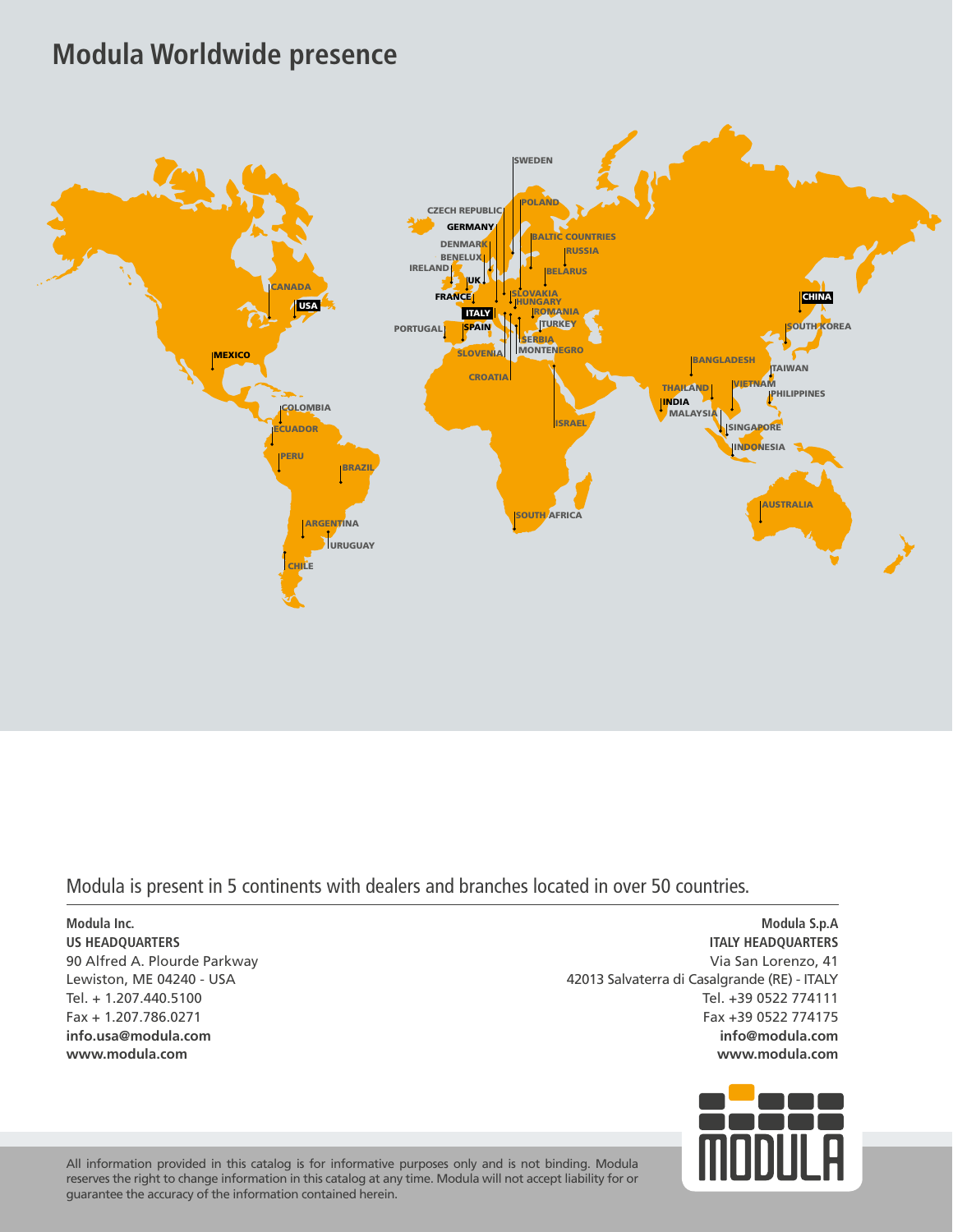# Modula Worldwide presence

SWEDEN
POLAND
CZECH REPUBLIC
GERMANY
BALTIC COUNTRIES
DENMARK
RUSSIA
BENELUX
IRELAND
BELARUS
UK
SLOVAKIA
FRANCE
HUNGARY
ROMANIA
ITALY
TURKEY
PORTUGAL
SPAIN
SERBIA
MONTENEGRO
SLOVENIA
CROATIA
CANADA
USA
MEXICO
COLOMBIA
ECUADOR
PERU
BRAZIL
ARGENTINA
URUGUAY
CHILE
ISRAEL
SOUTH AFRICA
CHINA
SOUTH KOREA
BANGLADESH
TAIWAN
THAILAND
VIETNAM
INDIA
PHILIPPINES
MALAYSIA
SINGAPORE
INDONESIA
AUSTRALIA

Modula is present in 5 continents with dealers and branches located in over 50 countries.

**Modula Inc.**
**US HEADQUARTERS**
90 Alfred A. Plourde Parkway
Lewiston, ME 04240 - USA
Tel. + 1.207.440.5100
Fax + 1.207.786.0271
**info.usa@modula.com**
**www.modula.com**

**Modula S.p.A**
**ITALY HEADQUARTERS**
Via San Lorenzo, 41
42013 Salvaterra di Casalgrande (RE) - ITALY
Tel. +39 0522 774111
Fax +39 0522 774175
**info@modula.com**
**www.modula.com**

MODULA

All information provided in this catalog is for informative purposes only and is not binding. Modula reserves the right to change information in this catalog at any time. Modula will not accept liability for or guarantee the accuracy of the information contained herein.